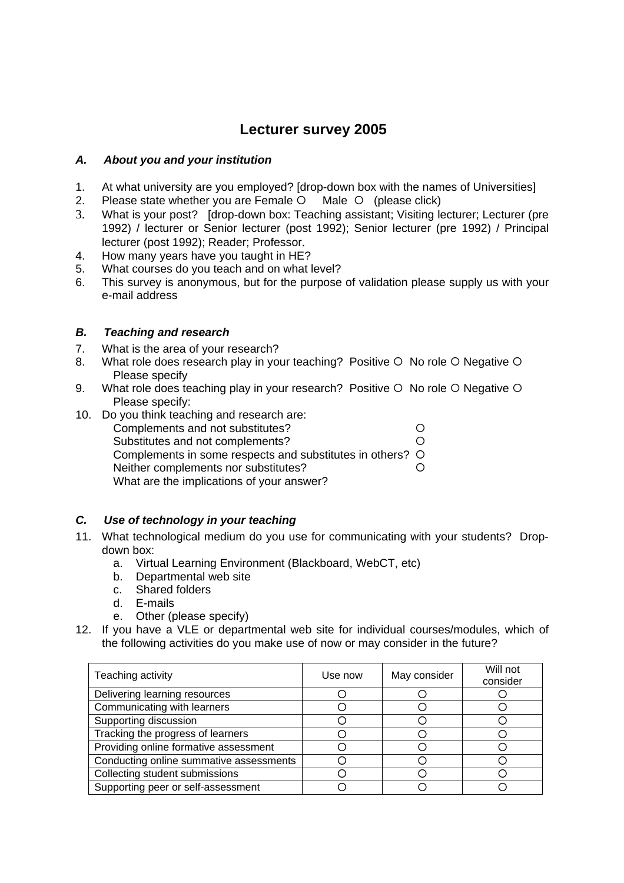# Lecturer survey 2005

### *A. About you and your institution*

1. At what university are you employed? [drop-down box with the names of Universities]
2. Please state whether you are Female ○ Male ○ (please click)
3. What is your post? [drop-down box: Teaching assistant; Visiting lecturer; Lecturer (pre 1992) / lecturer or Senior lecturer (post 1992); Senior lecturer (pre 1992) / Principal lecturer (post 1992); Reader; Professor.
4. How many years have you taught in HE?
5. What courses do you teach and on what level?
6. This survey is anonymous, but for the purpose of validation please supply us with your e-mail address

### *B. Teaching and research*

7. What is the area of your research?
8. What role does research play in your teaching? Positive ○ No role ○ Negative ○
   Please specify
9. What role does teaching play in your research? Positive ○ No role ○ Negative ○
   Please specify:
10. Do you think teaching and research are:
    Complements and not substitutes? ○
    Substitutes and not complements? ○
    Complements in some respects and substitutes in others? ○
    Neither complements nor substitutes? ○
    What are the implications of your answer?

### *C. Use of technology in your teaching*

11. What technological medium do you use for communicating with your students? Drop-down box:
    a. Virtual Learning Environment (Blackboard, WebCT, etc)
    b. Departmental web site
    c. Shared folders
    d. E-mails
    e. Other (please specify)
12. If you have a VLE or departmental web site for individual courses/modules, which of the following activities do you make use of now or may consider in the future?

| Teaching activity | Use now | May consider | Will not consider |
|---|---|---|---|
| Delivering learning resources | ○ | ○ | ○ |
| Communicating with learners | ○ | ○ | ○ |
| Supporting discussion | ○ | ○ | ○ |
| Tracking the progress of learners | ○ | ○ | ○ |
| Providing online formative assessment | ○ | ○ | ○ |
| Conducting online summative assessments | ○ | ○ | ○ |
| Collecting student submissions | ○ | ○ | ○ |
| Supporting peer or self-assessment | ○ | ○ | ○ |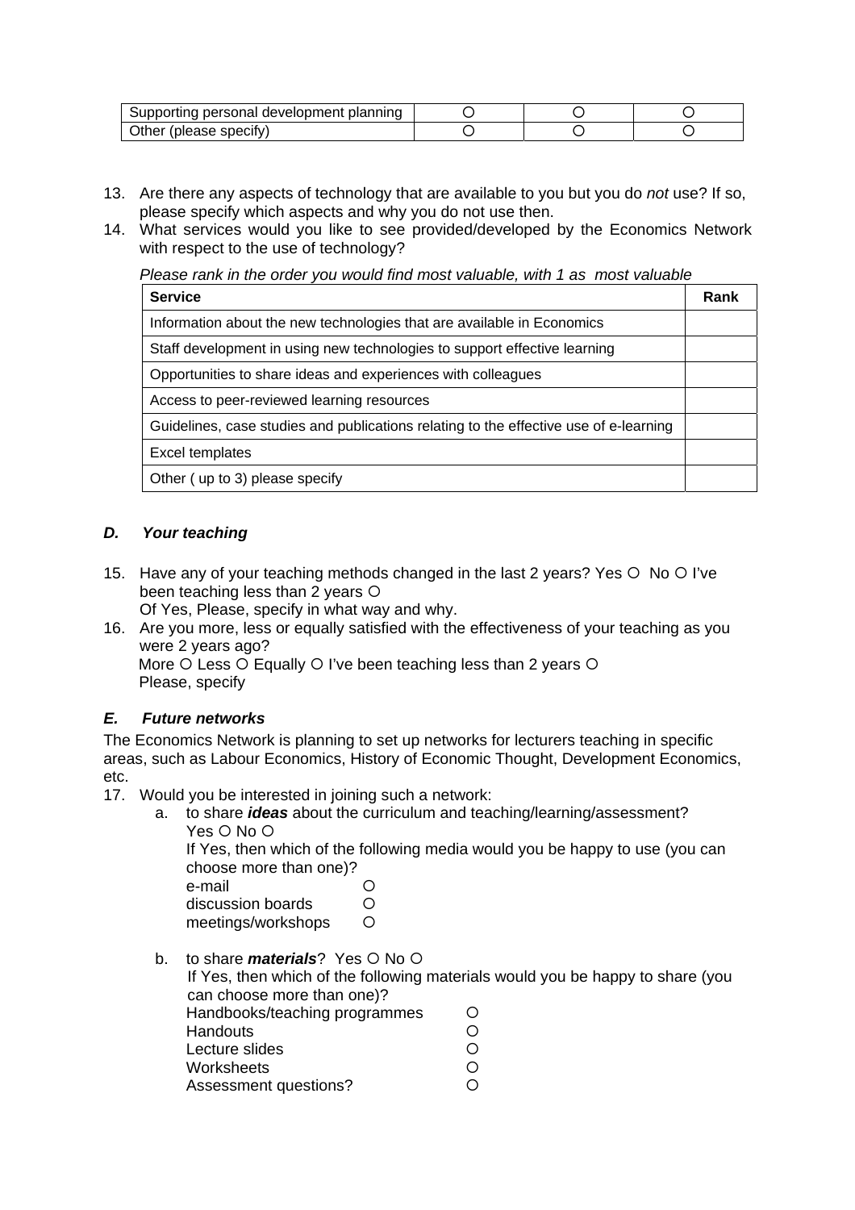| Supporting personal development planning | O | O | O |
|---|---|---|---|
| Other (please specify) | O | O | O |

13. Are there any aspects of technology that are available to you but you do *not* use? If so, please specify which aspects and why you do not use then.
14. What services would you like to see provided/developed by the Economics Network with respect to the use of technology?

*Please rank in the order you would find most valuable, with 1 as most valuable*

| Service | Rank |
|---|---|
| Information about the new technologies that are available in Economics | |
| Staff development in using new technologies to support effective learning | |
| Opportunities to share ideas and experiences with colleagues | |
| Access to peer-reviewed learning resources | |
| Guidelines, case studies and publications relating to the effective use of e-learning | |
| Excel templates | |
| Other ( up to 3) please specify | |

### *D. Your teaching*

15. Have any of your teaching methods changed in the last 2 years? Yes O No O I've been teaching less than 2 years O
    Of Yes, Please, specify in what way and why.
16. Are you more, less or equally satisfied with the effectiveness of your teaching as you were 2 years ago?
    More O Less O Equally O I've been teaching less than 2 years O
    Please, specify

### *E. Future networks*

The Economics Network is planning to set up networks for lecturers teaching in specific areas, such as Labour Economics, History of Economic Thought, Development Economics, etc.

17. Would you be interested in joining such a network:
    a. to share ***ideas*** about the curriculum and teaching/learning/assessment?
       Yes O No O
       If Yes, then which of the following media would you be happy to use (you can choose more than one)?
       e-mail O
       discussion boards O
       meetings/workshops O

    b. to share ***materials***? Yes O No O
       If Yes, then which of the following materials would you be happy to share (you can choose more than one)?
       Handbooks/teaching programmes O
       Handouts O
       Lecture slides O
       Worksheets O
       Assessment questions? O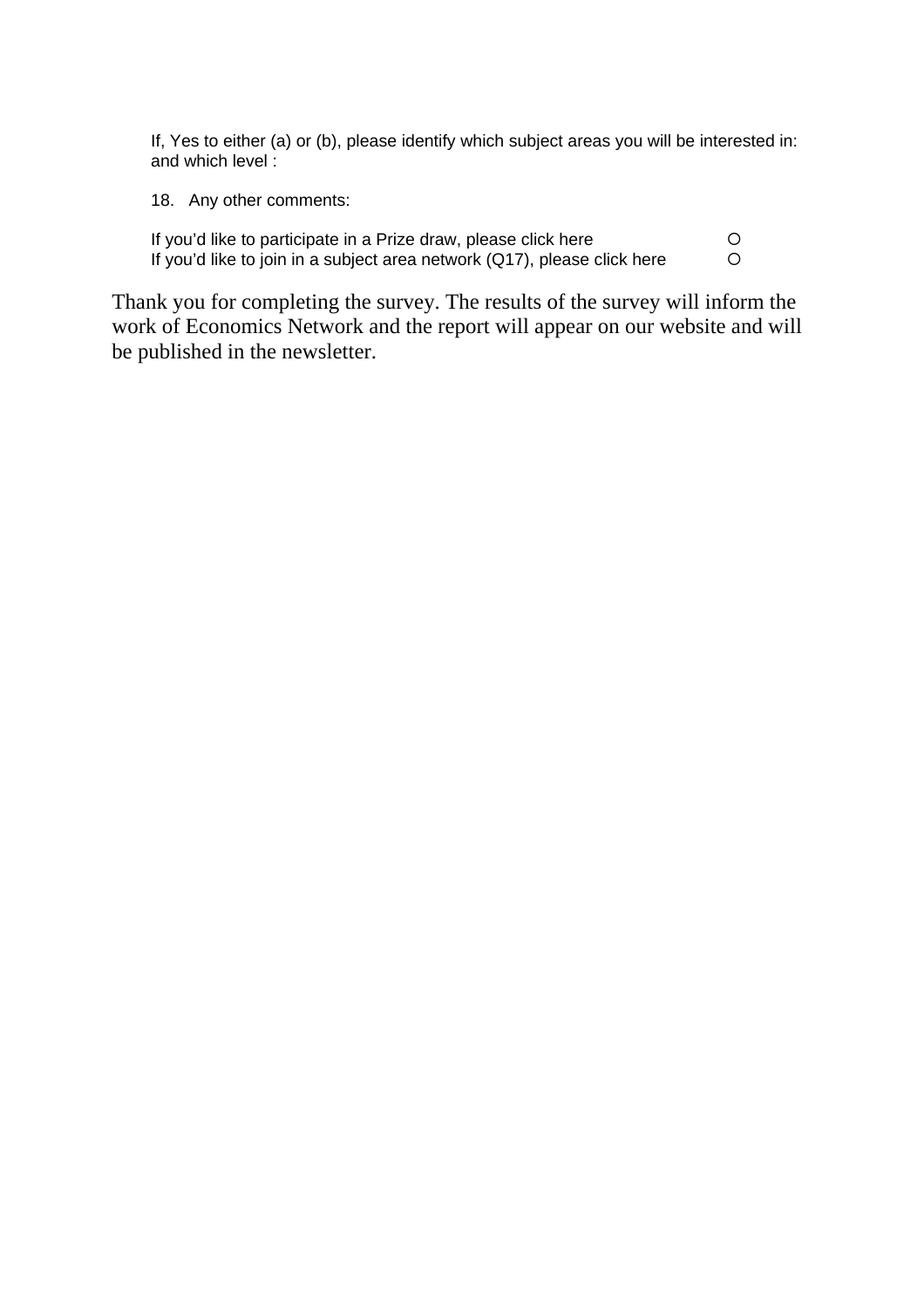If, Yes to either (a) or (b), please identify which subject areas you will be interested in:
and which level :

18. Any other comments:

If you'd like to participate in a Prize draw, please click here ○
If you'd like to join in a subject area network (Q17), please click here ○

Thank you for completing the survey. The results of the survey will inform the work of Economics Network and the report will appear on our website and will be published in the newsletter.